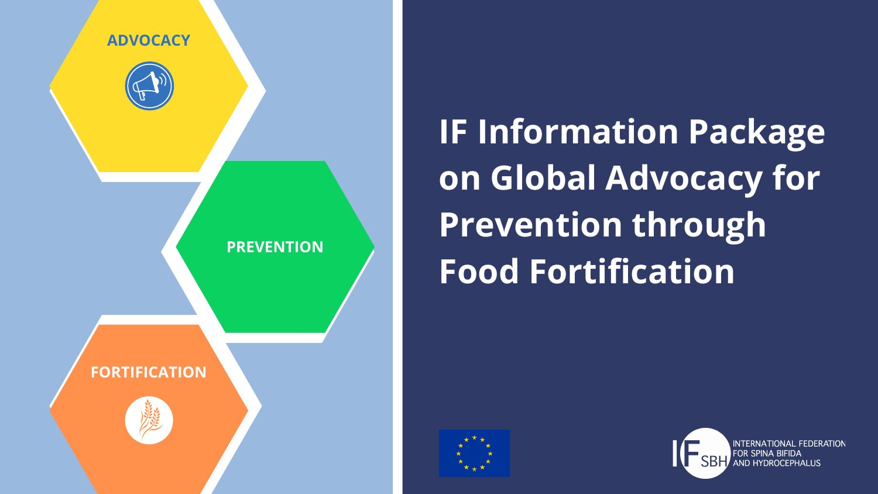ADVOCACY

PREVENTION

FORTIFICATION

# IF Information Package on Global Advocacy for Prevention through Food Fortification

INTERNATIONAL FEDERATION FOR SPINA BIFIDA AND HYDROCEPHALUS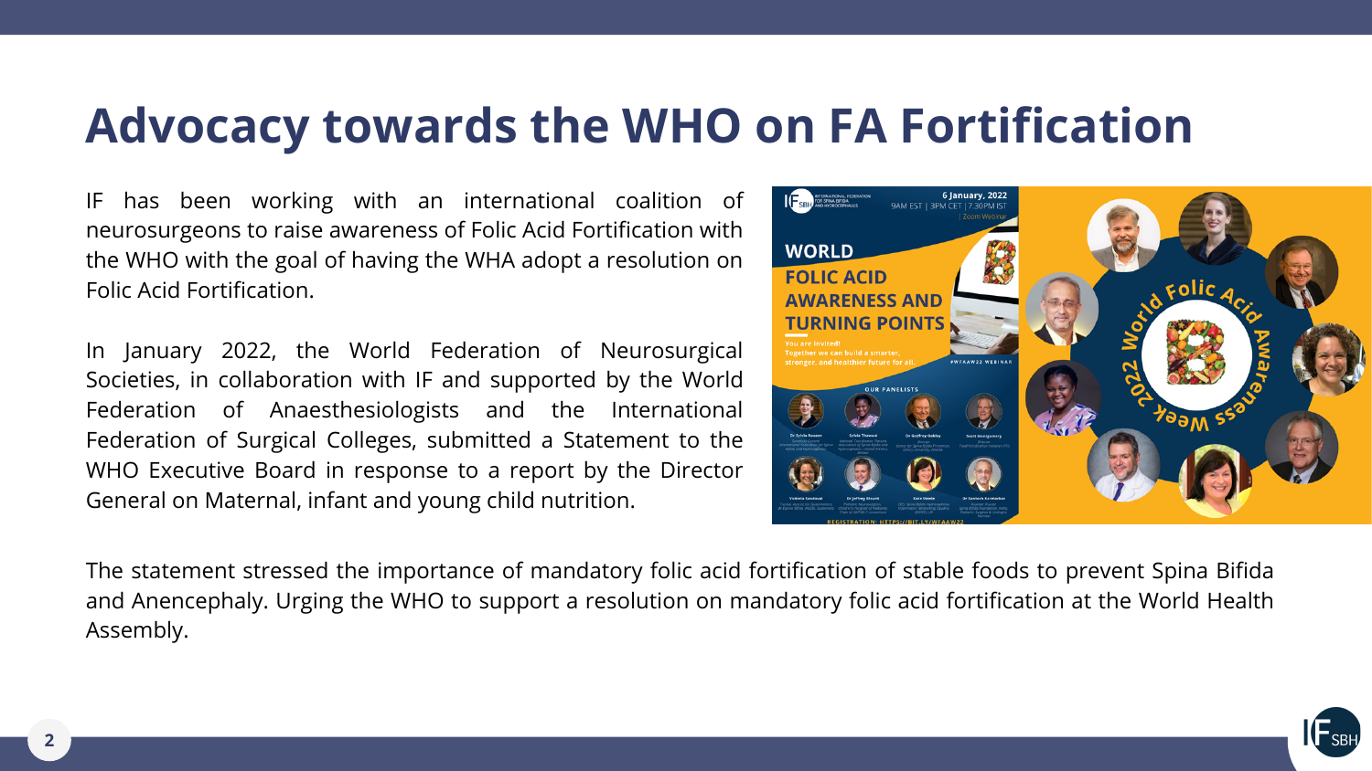# Advocacy towards the WHO on FA Fortification

IF has been working with an international coalition of neurosurgeons to raise awareness of Folic Acid Fortification with the WHO with the goal of having the WHA adopt a resolution on Folic Acid Fortification.

In January 2022, the World Federation of Neurosurgical Societies, in collaboration with IF and supported by the World Federation of Anaesthesiologists and the International Federation of Surgical Colleges, submitted a Statement to the WHO Executive Board in response to a report by the Director General on Maternal, infant and young child nutrition.

The statement stressed the importance of mandatory folic acid fortification of stable foods to prevent Spina Bifida and Anencephaly. Urging the WHO to support a resolution on mandatory folic acid fortification at the World Health Assembly.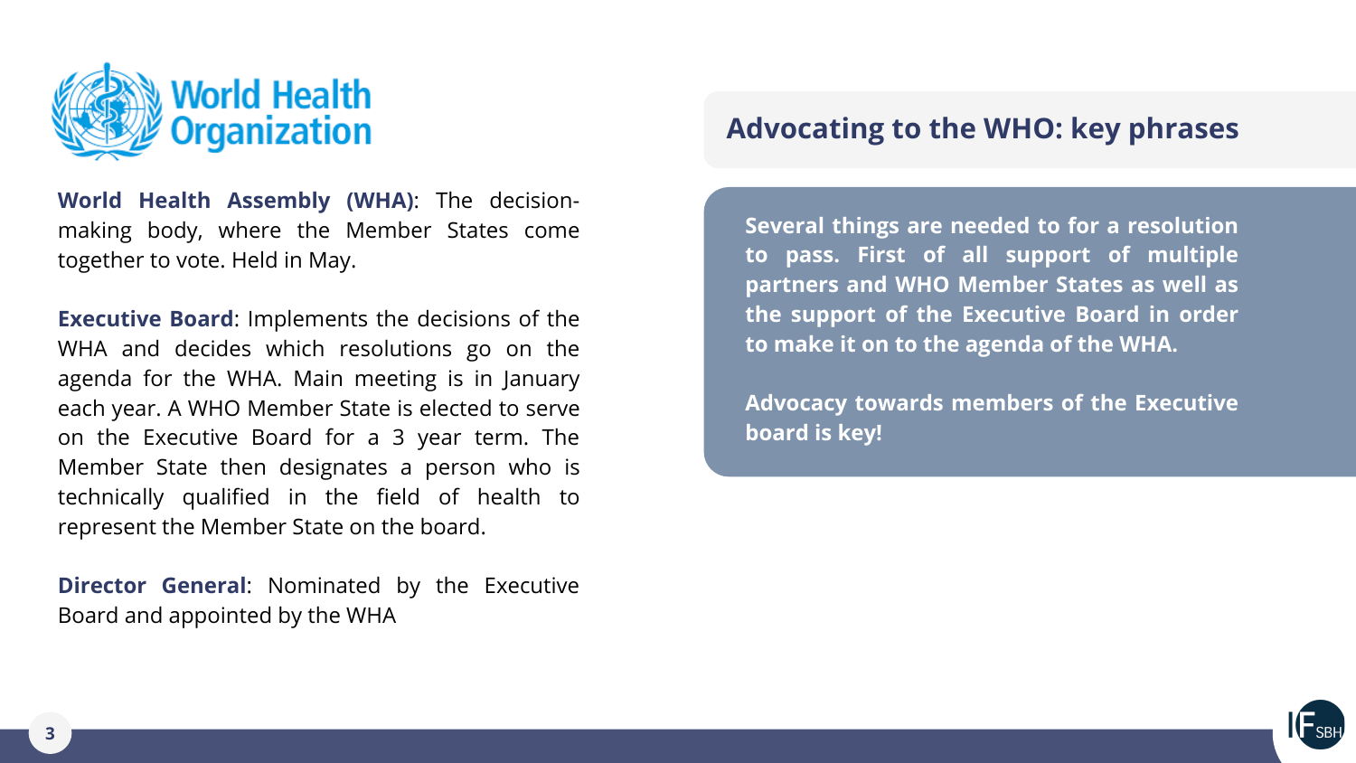World Health Organization

**World Health Assembly (WHA)**: The decision-making body, where the Member States come together to vote. Held in May.

**Executive Board**: Implements the decisions of the WHA and decides which resolutions go on the agenda for the WHA. Main meeting is in January each year. A WHO Member State is elected to serve on the Executive Board for a 3 year term. The Member State then designates a person who is technically qualified in the field of health to represent the Member State on the board.

**Director General**: Nominated by the Executive Board and appointed by the WHA

## Advocating to the WHO: key phrases

**Several things are needed to for a resolution to pass. First of all support of multiple partners and WHO Member States as well as the support of the Executive Board in order to make it on to the agenda of the WHA.**

**Advocacy towards members of the Executive board is key!**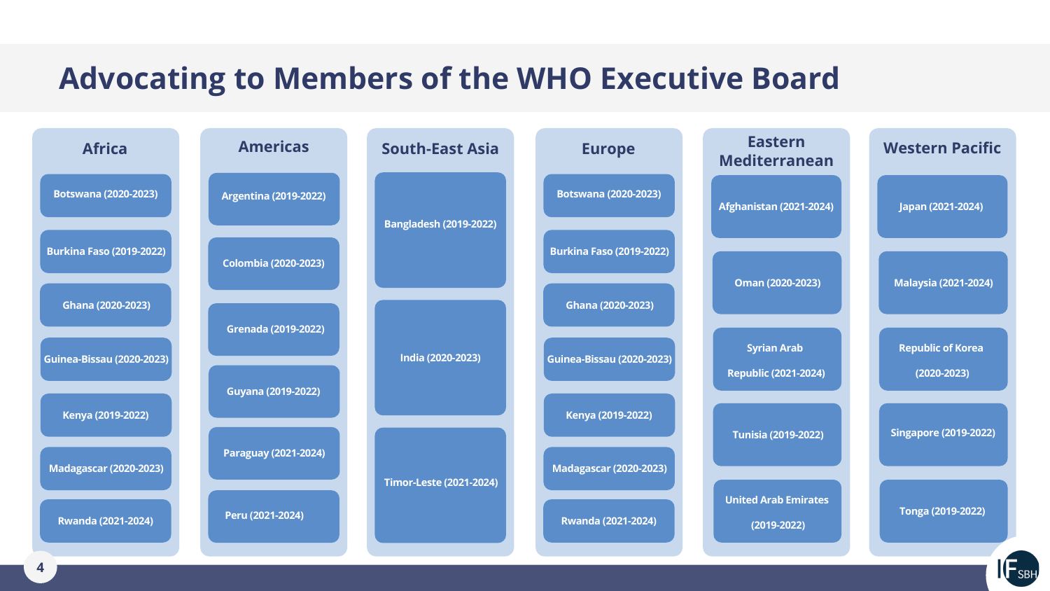# Advocating to Members of the WHO Executive Board

## Africa

- Botswana (2020-2023)
- Burkina Faso (2019-2022)
- Ghana (2020-2023)
- Guinea-Bissau (2020-2023)
- Kenya (2019-2022)
- Madagascar (2020-2023)
- Rwanda (2021-2024)

## Americas

- Argentina (2019-2022)
- Colombia (2020-2023)
- Grenada (2019-2022)
- Guyana (2019-2022)
- Paraguay (2021-2024)
- Peru (2021-2024)

## South-East Asia

- Bangladesh (2019-2022)
- India (2020-2023)
- Timor-Leste (2021-2024)

## Europe

- Botswana (2020-2023)
- Burkina Faso (2019-2022)
- Ghana (2020-2023)
- Guinea-Bissau (2020-2023)
- Kenya (2019-2022)
- Madagascar (2020-2023)
- Rwanda (2021-2024)

## Eastern Mediterranean

- Afghanistan (2021-2024)
- Oman (2020-2023)
- Syrian Arab Republic (2021-2024)
- Tunisia (2019-2022)
- United Arab Emirates (2019-2022)

## Western Pacific

- Japan (2021-2024)
- Malaysia (2021-2024)
- Republic of Korea (2020-2023)
- Singapore (2019-2022)
- Tonga (2019-2022)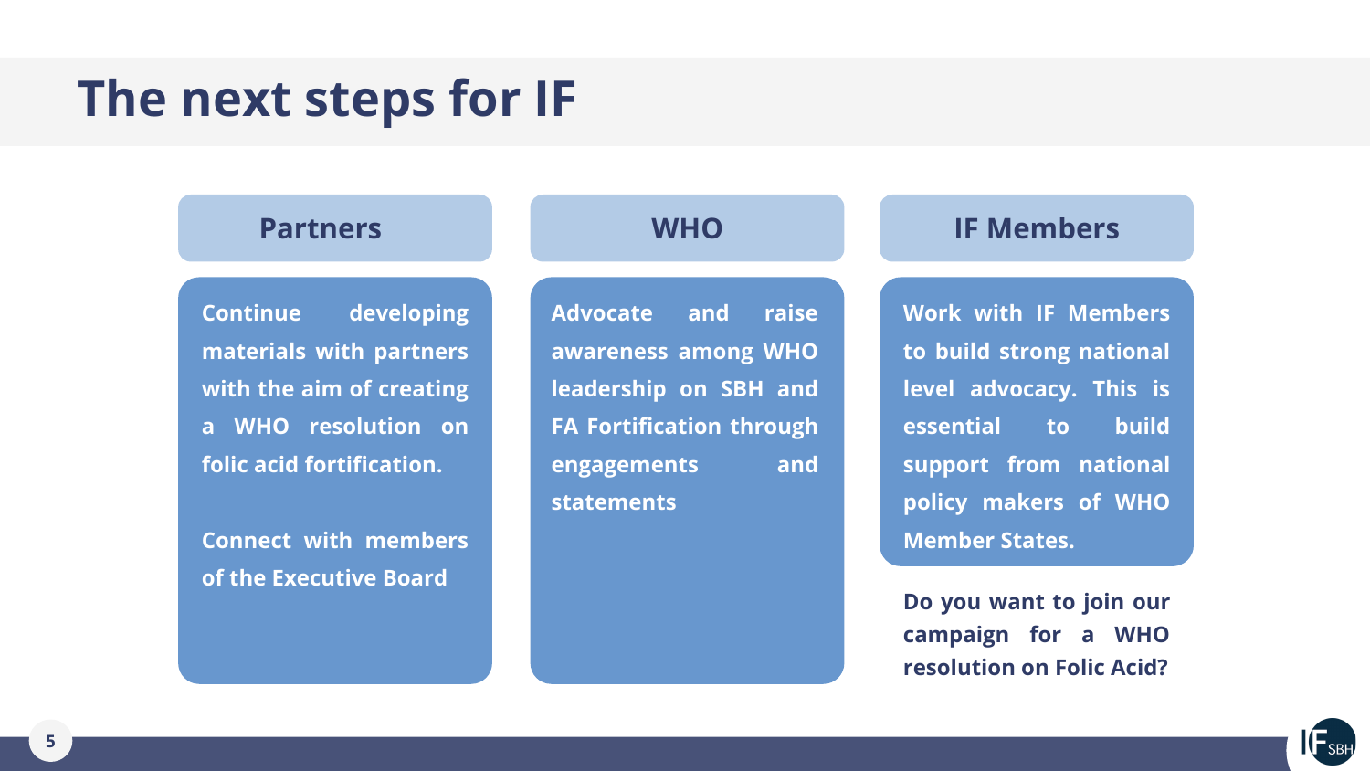# The next steps for IF

## Partners

Continue developing materials with partners with the aim of creating a WHO resolution on folic acid fortification.

Connect with members of the Executive Board

## WHO

Advocate and raise awareness among WHO leadership on SBH and FA Fortification through engagements and statements

## IF Members

Work with IF Members to build strong national level advocacy. This is essential to build support from national policy makers of WHO Member States.

**Do you want to join our campaign for a WHO resolution on Folic Acid?**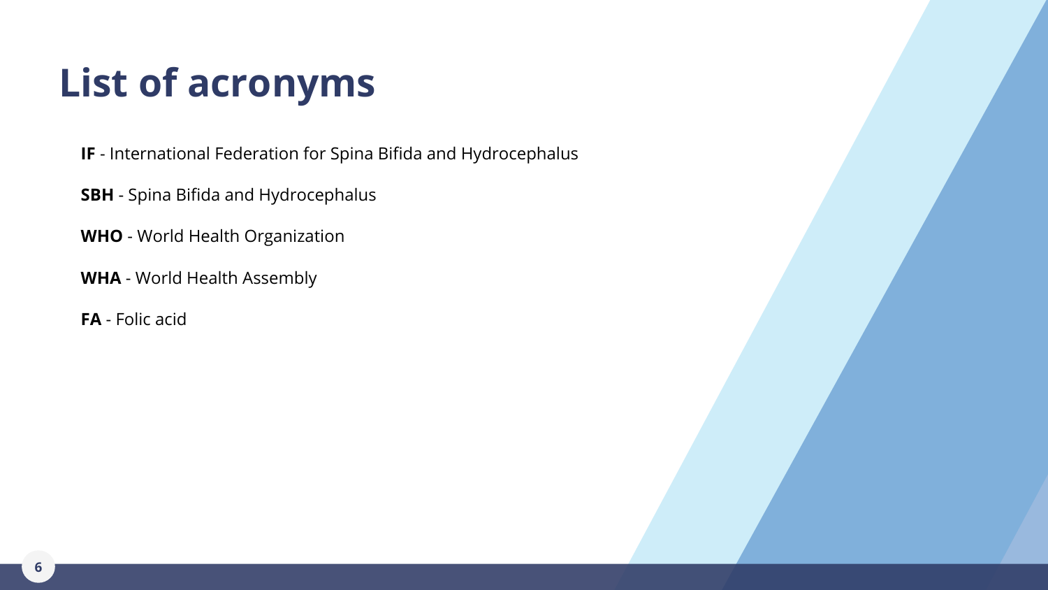# List of acronyms

**IF** - International Federation for Spina Bifida and Hydrocephalus

**SBH** - Spina Bifida and Hydrocephalus

**WHO** - World Health Organization

**WHA** - World Health Assembly

**FA** - Folic acid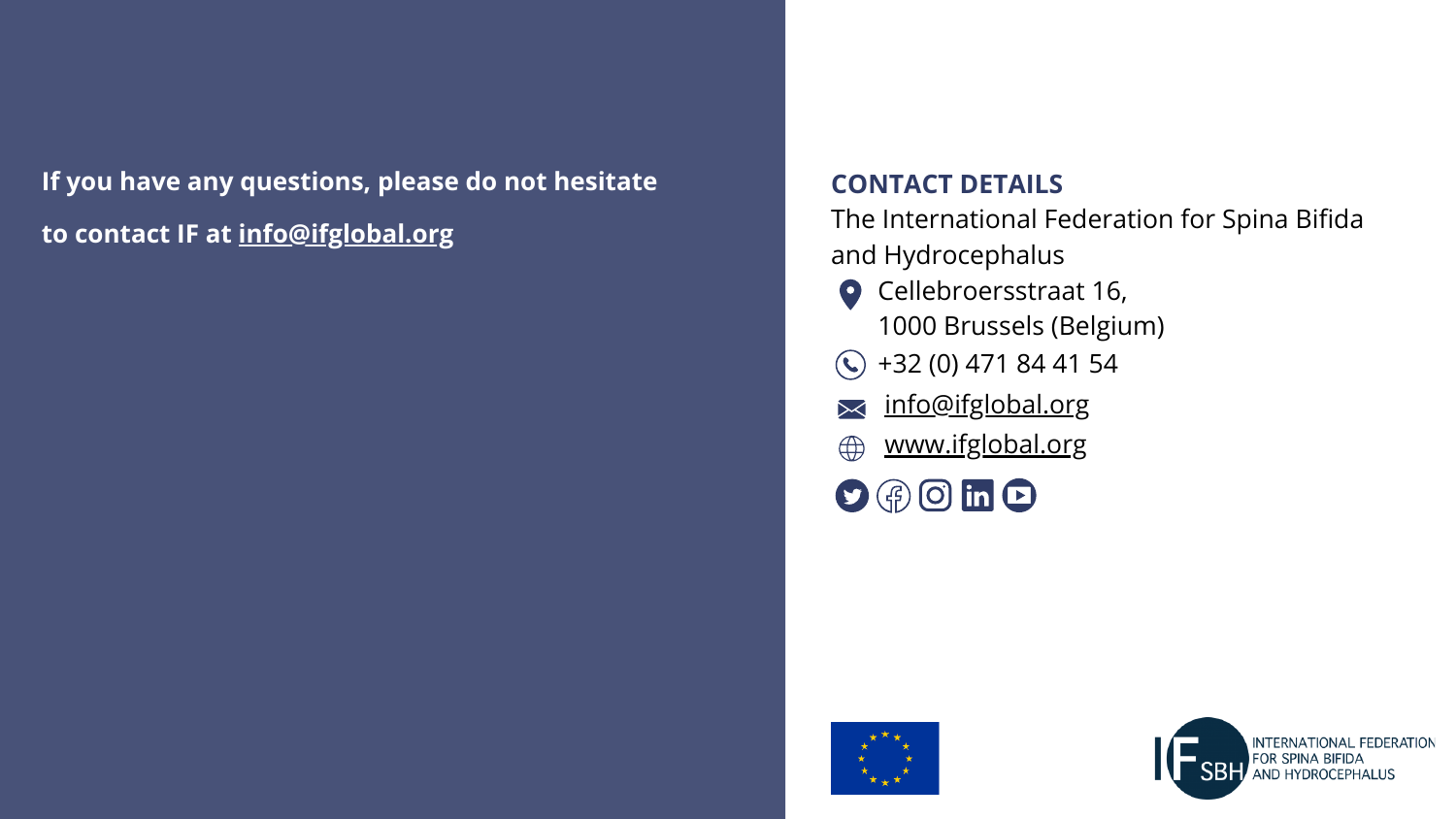**If you have any questions, please do not hesitate to contact IF at info@ifglobal.org**

## CONTACT DETAILS

The International Federation for Spina Bifida and Hydrocephalus

Cellebroersstraat 16,
1000 Brussels (Belgium)

+32 (0) 471 84 41 54

info@ifglobal.org

www.ifglobal.org

INTERNATIONAL FEDERATION FOR SPINA BIFIDA AND HYDROCEPHALUS